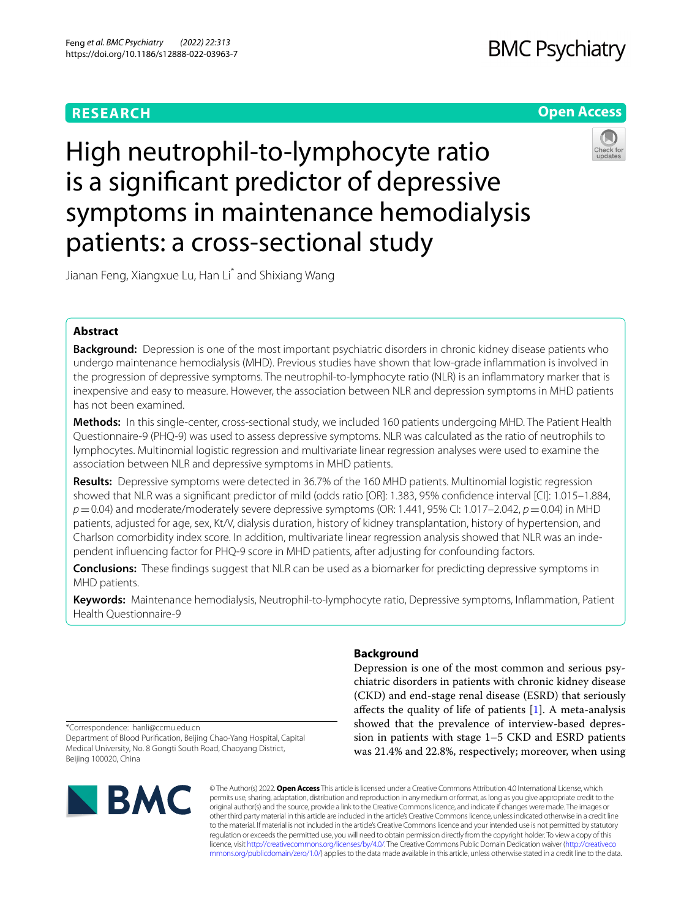RESEARCH

Open Access

# High neutrophil-to-lymphocyte ratio is a significant predictor of depressive symptoms in maintenance hemodialysis patients: a cross-sectional study

Jianan Feng, Xiangxue Lu, Han Li* and Shixiang Wang

## Abstract

**Background:** Depression is one of the most important psychiatric disorders in chronic kidney disease patients who undergo maintenance hemodialysis (MHD). Previous studies have shown that low-grade inflammation is involved in the progression of depressive symptoms. The neutrophil-to-lymphocyte ratio (NLR) is an inflammatory marker that is inexpensive and easy to measure. However, the association between NLR and depression symptoms in MHD patients has not been examined.

**Methods:** In this single-center, cross-sectional study, we included 160 patients undergoing MHD. The Patient Health Questionnaire-9 (PHQ-9) was used to assess depressive symptoms. NLR was calculated as the ratio of neutrophils to lymphocytes. Multinomial logistic regression and multivariate linear regression analyses were used to examine the association between NLR and depressive symptoms in MHD patients.

**Results:** Depressive symptoms were detected in 36.7% of the 160 MHD patients. Multinomial logistic regression showed that NLR was a significant predictor of mild (odds ratio [OR]: 1.383, 95% confidence interval [CI]: 1.015–1.884, $p = 0.04$) and moderate/moderately severe depressive symptoms (OR: 1.441, 95% CI: 1.017–2.042, $p = 0.04$) in MHD patients, adjusted for age, sex, Kt/V, dialysis duration, history of kidney transplantation, history of hypertension, and Charlson comorbidity index score. In addition, multivariate linear regression analysis showed that NLR was an independent influencing factor for PHQ-9 score in MHD patients, after adjusting for confounding factors.

**Conclusions:** These findings suggest that NLR can be used as a biomarker for predicting depressive symptoms in MHD patients.

**Keywords:** Maintenance hemodialysis, Neutrophil-to-lymphocyte ratio, Depressive symptoms, Inflammation, Patient Health Questionnaire-9

## Background

Depression is one of the most common and serious psychiatric disorders in patients with chronic kidney disease (CKD) and end-stage renal disease (ESRD) that seriously affects the quality of life of patients [1]. A meta-analysis showed that the prevalence of interview-based depression in patients with stage 1–5 CKD and ESRD patients was 21.4% and 22.8%, respectively; moreover, when using

*Correspondence: hanli@ccmu.edu.cn
Department of Blood Purification, Beijing Chao-Yang Hospital, Capital Medical University, No. 8 Gongti South Road, Chaoyang District, Beijing 100020, China

© The Author(s) 2022. **Open Access** This article is licensed under a Creative Commons Attribution 4.0 International License, which permits use, sharing, adaptation, distribution and reproduction in any medium or format, as long as you give appropriate credit to the original author(s) and the source, provide a link to the Creative Commons licence, and indicate if changes were made. The images or other third party material in this article are included in the article's Creative Commons licence, unless indicated otherwise in a credit line to the material. If material is not included in the article's Creative Commons licence and your intended use is not permitted by statutory regulation or exceeds the permitted use, you will need to obtain permission directly from the copyright holder. To view a copy of this licence, visit http://creativecommons.org/licenses/by/4.0/. The Creative Commons Public Domain Dedication waiver (http://creativecommons.org/publicdomain/zero/1.0/) applies to the data made available in this article, unless otherwise stated in a credit line to the data.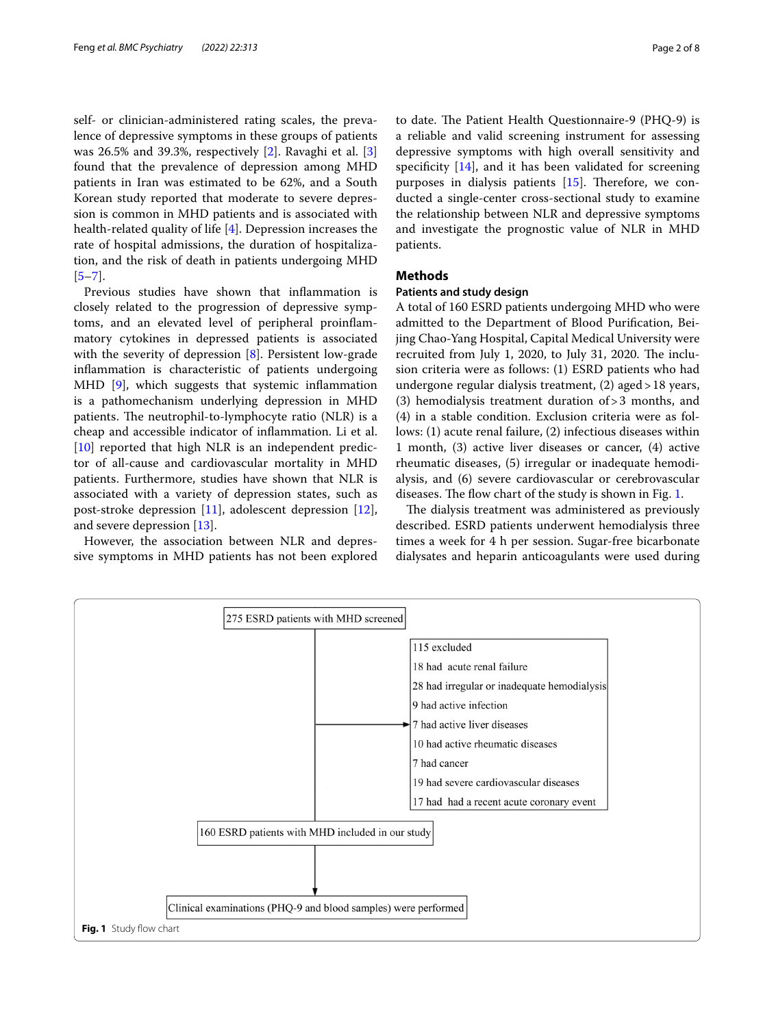self- or clinician-administered rating scales, the prevalence of depressive symptoms in these groups of patients was 26.5% and 39.3%, respectively [2]. Ravaghi et al. [3] found that the prevalence of depression among MHD patients in Iran was estimated to be 62%, and a South Korean study reported that moderate to severe depression is common in MHD patients and is associated with health-related quality of life [4]. Depression increases the rate of hospital admissions, the duration of hospitalization, and the risk of death in patients undergoing MHD [5–7].

Previous studies have shown that inflammation is closely related to the progression of depressive symptoms, and an elevated level of peripheral proinflammatory cytokines in depressed patients is associated with the severity of depression [8]. Persistent low-grade inflammation is characteristic of patients undergoing MHD [9], which suggests that systemic inflammation is a pathomechanism underlying depression in MHD patients. The neutrophil-to-lymphocyte ratio (NLR) is a cheap and accessible indicator of inflammation. Li et al. [10] reported that high NLR is an independent predictor of all-cause and cardiovascular mortality in MHD patients. Furthermore, studies have shown that NLR is associated with a variety of depression states, such as post-stroke depression [11], adolescent depression [12], and severe depression [13].

However, the association between NLR and depressive symptoms in MHD patients has not been explored to date. The Patient Health Questionnaire-9 (PHQ-9) is a reliable and valid screening instrument for assessing depressive symptoms with high overall sensitivity and specificity [14], and it has been validated for screening purposes in dialysis patients [15]. Therefore, we conducted a single-center cross-sectional study to examine the relationship between NLR and depressive symptoms and investigate the prognostic value of NLR in MHD patients.

## Methods

### Patients and study design

A total of 160 ESRD patients undergoing MHD who were admitted to the Department of Blood Purification, Beijing Chao-Yang Hospital, Capital Medical University were recruited from July 1, 2020, to July 31, 2020. The inclusion criteria were as follows: (1) ESRD patients who had undergone regular dialysis treatment, (2) aged > 18 years, (3) hemodialysis treatment duration of > 3 months, and (4) in a stable condition. Exclusion criteria were as follows: (1) acute renal failure, (2) infectious diseases within 1 month, (3) active liver diseases or cancer, (4) active rheumatic diseases, (5) irregular or inadequate hemodialysis, and (6) severe cardiovascular or cerebrovascular diseases. The flow chart of the study is shown in Fig. 1.

The dialysis treatment was administered as previously described. ESRD patients underwent hemodialysis three times a week for 4 h per session. Sugar-free bicarbonate dialysates and heparin anticoagulants were used during

275 ESRD patients with MHD screened

115 excluded
18 had acute renal failure
28 had irregular or inadequate hemodialysis
9 had active infection
7 had active liver diseases
10 had active rheumatic diseases
7 had cancer
19 had severe cardiovascular diseases
17 had had a recent acute coronary event

160 ESRD patients with MHD included in our study

Clinical examinations (PHQ-9 and blood samples) were performed

**Fig. 1** Study flow chart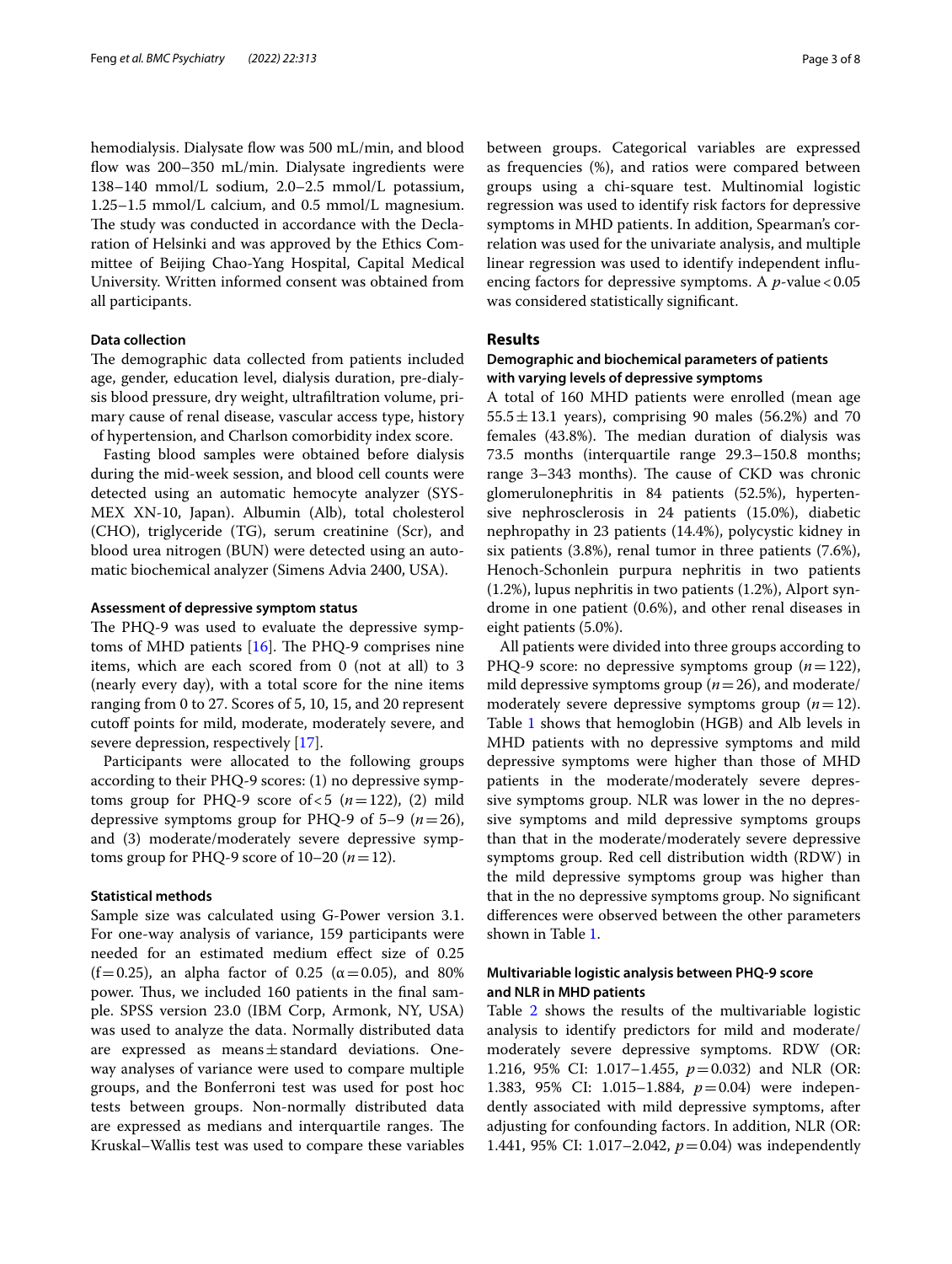hemodialysis. Dialysate flow was 500 mL/min, and blood flow was 200–350 mL/min. Dialysate ingredients were 138–140 mmol/L sodium, 2.0–2.5 mmol/L potassium, 1.25–1.5 mmol/L calcium, and 0.5 mmol/L magnesium. The study was conducted in accordance with the Declaration of Helsinki and was approved by the Ethics Committee of Beijing Chao-Yang Hospital, Capital Medical University. Written informed consent was obtained from all participants.

### Data collection

The demographic data collected from patients included age, gender, education level, dialysis duration, pre-dialysis blood pressure, dry weight, ultrafiltration volume, primary cause of renal disease, vascular access type, history of hypertension, and Charlson comorbidity index score.

Fasting blood samples were obtained before dialysis during the mid-week session, and blood cell counts were detected using an automatic hemocyte analyzer (SYSMEX XN-10, Japan). Albumin (Alb), total cholesterol (CHO), triglyceride (TG), serum creatinine (Scr), and blood urea nitrogen (BUN) were detected using an automatic biochemical analyzer (Simens Advia 2400, USA).

### Assessment of depressive symptom status

The PHQ-9 was used to evaluate the depressive symptoms of MHD patients [16]. The PHQ-9 comprises nine items, which are each scored from 0 (not at all) to 3 (nearly every day), with a total score for the nine items ranging from 0 to 27. Scores of 5, 10, 15, and 20 represent cutoff points for mild, moderate, moderately severe, and severe depression, respectively [17].

Participants were allocated to the following groups according to their PHQ-9 scores: (1) no depressive symptoms group for PHQ-9 score of $<5$ ($n=122$), (2) mild depressive symptoms group for PHQ-9 of 5–9 ($n=26$), and (3) moderate/moderately severe depressive symptoms group for PHQ-9 score of 10–20 ($n=12$).

### Statistical methods

Sample size was calculated using G-Power version 3.1. For one-way analysis of variance, 159 participants were needed for an estimated medium effect size of 0.25 ($f=0.25$), an alpha factor of 0.25 ($\alpha=0.05$), and 80% power. Thus, we included 160 patients in the final sample. SPSS version 23.0 (IBM Corp, Armonk, NY, USA) was used to analyze the data. Normally distributed data are expressed as means $\pm$ standard deviations. One-way analyses of variance were used to compare multiple groups, and the Bonferroni test was used for post hoc tests between groups. Non-normally distributed data are expressed as medians and interquartile ranges. The Kruskal–Wallis test was used to compare these variables between groups. Categorical variables are expressed as frequencies (%), and ratios were compared between groups using a chi-square test. Multinomial logistic regression was used to identify risk factors for depressive symptoms in MHD patients. In addition, Spearman's correlation was used for the univariate analysis, and multiple linear regression was used to identify independent influencing factors for depressive symptoms. A $p$-value $<0.05$ was considered statistically significant.

## Results

### Demographic and biochemical parameters of patients with varying levels of depressive symptoms

A total of 160 MHD patients were enrolled (mean age $55.5 \pm 13.1$ years), comprising 90 males (56.2%) and 70 females (43.8%). The median duration of dialysis was 73.5 months (interquartile range 29.3–150.8 months; range 3–343 months). The cause of CKD was chronic glomerulonephritis in 84 patients (52.5%), hypertensive nephrosclerosis in 24 patients (15.0%), diabetic nephropathy in 23 patients (14.4%), polycystic kidney in six patients (3.8%), renal tumor in three patients (7.6%), Henoch-Schonlein purpura nephritis in two patients (1.2%), lupus nephritis in two patients (1.2%), Alport syndrome in one patient (0.6%), and other renal diseases in eight patients (5.0%).

All patients were divided into three groups according to PHQ-9 score: no depressive symptoms group ($n=122$), mild depressive symptoms group ($n=26$), and moderate/moderately severe depressive symptoms group ($n=12$). Table 1 shows that hemoglobin (HGB) and Alb levels in MHD patients with no depressive symptoms and mild depressive symptoms were higher than those of MHD patients in the moderate/moderately severe depressive symptoms group. NLR was lower in the no depressive symptoms and mild depressive symptoms groups than that in the moderate/moderately severe depressive symptoms group. Red cell distribution width (RDW) in the mild depressive symptoms group was higher than that in the no depressive symptoms group. No significant differences were observed between the other parameters shown in Table 1.

### Multivariable logistic analysis between PHQ-9 score and NLR in MHD patients

Table 2 shows the results of the multivariable logistic analysis to identify predictors for mild and moderate/moderately severe depressive symptoms. RDW (OR: 1.216, 95% CI: 1.017–1.455, $p=0.032$) and NLR (OR: 1.383, 95% CI: 1.015–1.884, $p=0.04$) were independently associated with mild depressive symptoms, after adjusting for confounding factors. In addition, NLR (OR: 1.441, 95% CI: 1.017–2.042, $p=0.04$) was independently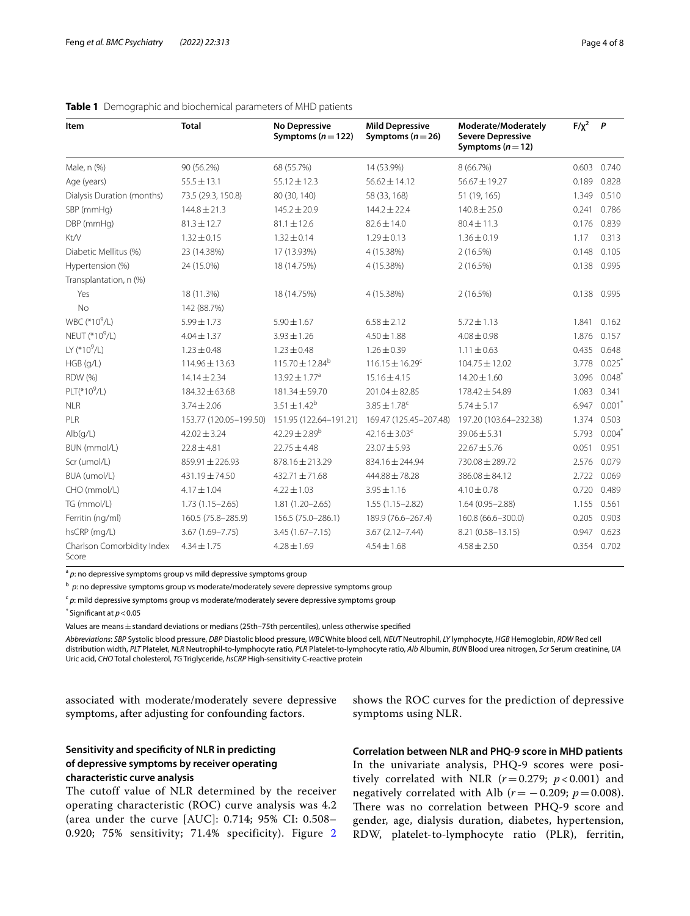**Table 1** Demographic and biochemical parameters of MHD patients

| Item | Total | No Depressive Symptoms ($n=122$) | Mild Depressive Symptoms ($n=26$) | Moderate/Moderately Severe Depressive Symptoms ($n=12$) | $F/\chi^2$ | *P* |
|---|---|---|---|---|---|---|
| Male, n (%) | 90 (56.2%) | 68 (55.7%) | 14 (53.9%) | 8 (66.7%) | 0.603 | 0.740 |
| Age (years) | 55.5 ± 13.1 | 55.12 ± 12.3 | 56.62 ± 14.12 | 56.67 ± 19.27 | 0.189 | 0.828 |
| Dialysis Duration (months) | 73.5 (29.3, 150.8) | 80 (30, 140) | 58 (33, 168) | 51 (19, 165) | 1.349 | 0.510 |
| SBP (mmHg) | 144.8 ± 21.3 | 145.2 ± 20.9 | 144.2 ± 22.4 | 140.8 ± 25.0 | 0.241 | 0.786 |
| DBP (mmHg) | 81.3 ± 12.7 | 81.1 ± 12.6 | 82.6 ± 14.0 | 80.4 ± 11.3 | 0.176 | 0.839 |
| Kt/V | 1.32 ± 0.15 | 1.32 ± 0.14 | 1.29 ± 0.13 | 1.36 ± 0.19 | 1.17 | 0.313 |
| Diabetic Mellitus (%) | 23 (14.38%) | 17 (13.93%) | 4 (15.38%) | 2 (16.5%) | 0.148 | 0.105 |
| Hypertension (%) | 24 (15.0%) | 18 (14.75%) | 4 (15.38%) | 2 (16.5%) | 0.138 | 0.995 |
| Transplantation, n (%) | | | | | | |
| Yes | 18 (11.3%) | 18 (14.75%) | 4 (15.38%) | 2 (16.5%) | 0.138 | 0.995 |
| No | 142 (88.7%) | | | | | |
| WBC ($*10^9$/L) | 5.99 ± 1.73 | 5.90 ± 1.67 | 6.58 ± 2.12 | 5.72 ± 1.13 | 1.841 | 0.162 |
| NEUT ($*10^9$/L) | 4.04 ± 1.37 | 3.93 ± 1.26 | 4.50 ± 1.88 | 4.08 ± 0.98 | 1.876 | 0.157 |
| LY ($*10^9$/L) | 1.23 ± 0.48 | 1.23 ± 0.48 | 1.26 ± 0.39 | 1.11 ± 0.63 | 0.435 | 0.648 |
| HGB (g/L) | 114.96 ± 13.63 | 115.70 ± 12.84[b] | 116.15 ± 16.29[c] | 104.75 ± 12.02 | 3.778 | 0.025* |
| RDW (%) | 14.14 ± 2.34 | 13.92 ± 1.77[a] | 15.16 ± 4.15 | 14.20 ± 1.60 | 3.096 | 0.048* |
| PLT($*10^9$/L) | 184.32 ± 63.68 | 181.34 ± 59.70 | 201.04 ± 82.85 | 178.42 ± 54.89 | 1.083 | 0.341 |
| NLR | 3.74 ± 2.06 | 3.51 ± 1.42[b] | 3.85 ± 1.78[c] | 5.74 ± 5.17 | 6.947 | 0.001* |
| PLR | 153.77 (120.05–199.50) | 151.95 (122.64–191.21) | 169.47 (125.45–207.48) | 197.20 (103.64–232.38) | 1.374 | 0.503 |
| Alb(g/L) | 42.02 ± 3.24 | 42.29 ± 2.89[b] | 42.16 ± 3.03[c] | 39.06 ± 5.31 | 5.793 | 0.004* |
| BUN (mmol/L) | 22.8 ± 4.81 | 22.75 ± 4.48 | 23.07 ± 5.93 | 22.67 ± 5.76 | 0.051 | 0.951 |
| Scr (umol/L) | 859.91 ± 226.93 | 878.16 ± 213.29 | 834.16 ± 244.94 | 730.08 ± 289.72 | 2.576 | 0.079 |
| BUA (umol/L) | 431.19 ± 74.50 | 432.71 ± 71.68 | 444.88 ± 78.28 | 386.08 ± 84.12 | 2.722 | 0.069 |
| CHO (mmol/L) | 4.17 ± 1.04 | 4.22 ± 1.03 | 3.95 ± 1.16 | 4.10 ± 0.78 | 0.720 | 0.489 |
| TG (mmol/L) | 1.73 (1.15–2.65) | 1.81 (1.20–2.65) | 1.55 (1.15–2.82) | 1.64 (0.95–2.88) | 1.155 | 0.561 |
| Ferritin (ng/ml) | 160.5 (75.8–285.9) | 156.5 (75.0–286.1) | 189.9 (76.6–267.4) | 160.8 (66.6–300.0) | 0.205 | 0.903 |
| hsCRP (mg/L) | 3.67 (1.69–7.75) | 3.45 (1.67–7.15) | 3.67 (2.12–7.44) | 8.21 (0.58–13.15) | 0.947 | 0.623 |
| Charlson Comorbidity Index Score | 4.34 ± 1.75 | 4.28 ± 1.69 | 4.54 ± 1.68 | 4.58 ± 2.50 | 0.354 | 0.702 |

[a] *p*: no depressive symptoms group vs mild depressive symptoms group

[b] *p*: no depressive symptoms group vs moderate/moderately severe depressive symptoms group

[c] *p*: mild depressive symptoms group vs moderate/moderately severe depressive symptoms group

\* Significant at $p<0.05$

Values are means ± standard deviations or medians (25th–75th percentiles), unless otherwise specified

*Abbreviations*: *SBP* Systolic blood pressure, *DBP* Diastolic blood pressure, *WBC* White blood cell, *NEUT* Neutrophil, *LY* lymphocyte, *HGB* Hemoglobin, *RDW* Red cell distribution width, *PLT* Platelet, *NLR* Neutrophil-to-lymphocyte ratio, *PLR* Platelet-to-lymphocyte ratio, *Alb* Albumin, *BUN* Blood urea nitrogen, *Scr* Serum creatinine, *UA* Uric acid, *CHO* Total cholesterol, *TG* Triglyceride, *hsCRP* High-sensitivity C-reactive protein

associated with moderate/moderately severe depressive symptoms, after adjusting for confounding factors.

### Sensitivity and specificity of NLR in predicting of depressive symptoms by receiver operating characteristic curve analysis

The cutoff value of NLR determined by the receiver operating characteristic (ROC) curve analysis was 4.2 (area under the curve [AUC]: 0.714; 95% CI: 0.508–0.920; 75% sensitivity; 71.4% specificity). Figure 2 shows the ROC curves for the prediction of depressive symptoms using NLR.

### Correlation between NLR and PHQ-9 score in MHD patients

In the univariate analysis, PHQ-9 scores were positively correlated with NLR ($r=0.279$; $p<0.001$) and negatively correlated with Alb ($r=-0.209$; $p=0.008$). There was no correlation between PHQ-9 score and gender, age, dialysis duration, diabetes, hypertension, RDW, platelet-to-lymphocyte ratio (PLR), ferritin,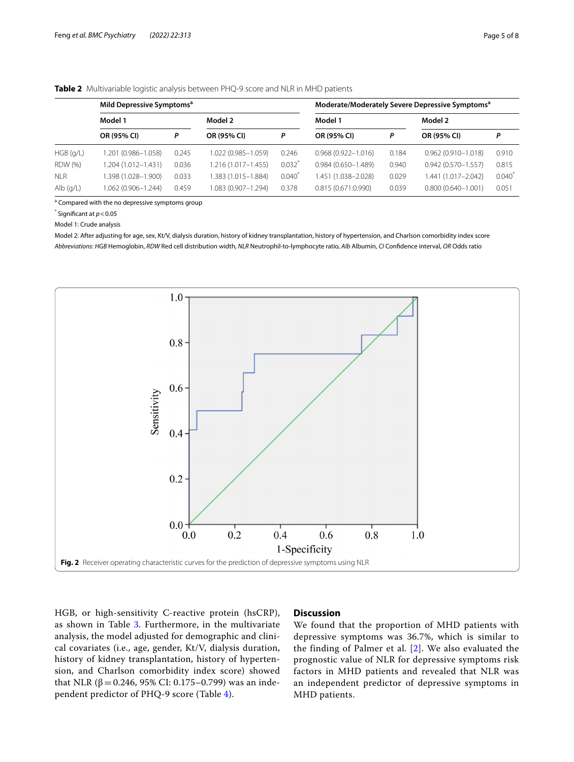**Table 2** Multivariable logistic analysis between PHQ-9 score and NLR in MHD patients

| | Mild Depressive Symptoms[a] | | | | Moderate/Moderately Severe Depressive Symptoms[a] | | | |
|---|---|---|---|---|---|---|---|---|
| | Model 1 | | Model 2 | | Model 1 | | Model 2 | |
| | OR (95% CI) | P | OR (95% CI) | P | OR (95% CI) | P | OR (95% CI) | P |
| HGB (g/L) | 1.201 (0.986–1.058) | 0.245 | 1.022 (0.985–1.059) | 0.246 | 0.968 (0.922–1.016) | 0.184 | 0.962 (0.910–1.018) | 0.910 |
| RDW (%) | 1.204 (1.012–1.431) | 0.036 | 1.216 (1.017–1.455) | 0.032* | 0.984 (0.650–1.489) | 0.940 | 0.942 (0.570–1.557) | 0.815 |
| NLR | 1.398 (1.028–1.900) | 0.033 | 1.383 (1.015–1.884) | 0.040* | 1.451 (1.038–2.028) | 0.029 | 1.441 (1.017–2.042) | 0.040* |
| Alb (g/L) | 1.062 (0.906–1.244) | 0.459 | 1.083 (0.907–1.294) | 0.378 | 0.815 (0.671:0.990) | 0.039 | 0.800 (0.640–1.001) | 0.051 |

[a] Compared with the no depressive symptoms group

* Significant at $p < 0.05$

Model 1: Crude analysis

Model 2: After adjusting for age, sex, Kt/V, dialysis duration, history of kidney transplantation, history of hypertension, and Charlson comorbidity index score

*Abbreviations*: *HGB* Hemoglobin, *RDW* Red cell distribution width, *NLR* Neutrophil-to-lymphocyte ratio, *Alb* Albumin, *CI* Confidence interval, *OR* Odds ratio

**Fig. 2** Receiver operating characteristic curves for the prediction of depressive symptoms using NLR

HGB, or high-sensitivity C-reactive protein (hsCRP), as shown in Table 3. Furthermore, in the multivariate analysis, the model adjusted for demographic and clinical covariates (i.e., age, gender, Kt/V, dialysis duration, history of kidney transplantation, history of hypertension, and Charlson comorbidity index score) showed that NLR ($\beta = 0.246$, 95% CI: 0.175–0.799) was an independent predictor of PHQ-9 score (Table 4).

## Discussion

We found that the proportion of MHD patients with depressive symptoms was 36.7%, which is similar to the finding of Palmer et al. [2]. We also evaluated the prognostic value of NLR for depressive symptoms risk factors in MHD patients and revealed that NLR was an independent predictor of depressive symptoms in MHD patients.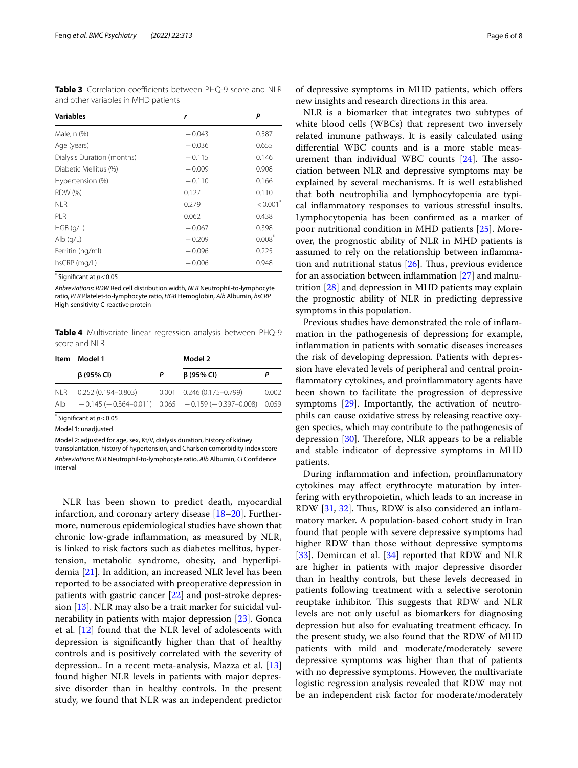**Table 3** Correlation coefficients between PHQ-9 score and NLR and other variables in MHD patients

| Variables | r | P |
|---|---|---|
| Male, n (%) | −0.043 | 0.587 |
| Age (years) | −0.036 | 0.655 |
| Dialysis Duration (months) | −0.115 | 0.146 |
| Diabetic Mellitus (%) | −0.009 | 0.908 |
| Hypertension (%) | −0.110 | 0.166 |
| RDW (%) | 0.127 | 0.110 |
| NLR | 0.279 | <0.001* |
| PLR | 0.062 | 0.438 |
| HGB (g/L) | −0.067 | 0.398 |
| Alb (g/L) | −0.209 | 0.008* |
| Ferritin (ng/ml) | −0.096 | 0.225 |
| hsCRP (mg/L) | −0.006 | 0.948 |

* Significant at $p < 0.05$

*Abbreviations*: *RDW* Red cell distribution width, *NLR* Neutrophil-to-lymphocyte ratio, *PLR* Platelet-to-lymphocyte ratio, *HGB* Hemoglobin, *Alb* Albumin, *hsCRP* High-sensitivity C-reactive protein

**Table 4** Multivariate linear regression analysis between PHQ-9 score and NLR

| Item | Model 1 | | Model 2 | |
|---|---|---|---|---|
| | β (95% CI) | P | β (95% CI) | P |
| NLR | 0.252 (0.194–0.803) | 0.001 | 0.246 (0.175–0.799) | 0.002 |
| Alb | −0.145 (−0.364–0.011) | 0.065 | −0.159 (−0.397–0.008) | 0.059 |

* Significant at $p < 0.05$

Model 1: unadjusted

Model 2: adjusted for age, sex, Kt/V, dialysis duration, history of kidney transplantation, history of hypertension, and Charlson comorbidity index score

*Abbreviations*: *NLR* Neutrophil-to-lymphocyte ratio, *Alb* Albumin, *CI* Confidence interval

NLR has been shown to predict death, myocardial infarction, and coronary artery disease [18–20]. Furthermore, numerous epidemiological studies have shown that chronic low-grade inflammation, as measured by NLR, is linked to risk factors such as diabetes mellitus, hypertension, metabolic syndrome, obesity, and hyperlipidemia [21]. In addition, an increased NLR level has been reported to be associated with preoperative depression in patients with gastric cancer [22] and post-stroke depression [13]. NLR may also be a trait marker for suicidal vulnerability in patients with major depression [23]. Gonca et al. [12] found that the NLR level of adolescents with depression is significantly higher than that of healthy controls and is positively correlated with the severity of depression.. In a recent meta-analysis, Mazza et al. [13] found higher NLR levels in patients with major depressive disorder than in healthy controls. In the present study, we found that NLR was an independent predictor of depressive symptoms in MHD patients, which offers new insights and research directions in this area.

NLR is a biomarker that integrates two subtypes of white blood cells (WBCs) that represent two inversely related immune pathways. It is easily calculated using differential WBC counts and is a more stable measurement than individual WBC counts [24]. The association between NLR and depressive symptoms may be explained by several mechanisms. It is well established that both neutrophilia and lymphocytopenia are typical inflammatory responses to various stressful insults. Lymphocytopenia has been confirmed as a marker of poor nutritional condition in MHD patients [25]. Moreover, the prognostic ability of NLR in MHD patients is assumed to rely on the relationship between inflammation and nutritional status [26]. Thus, previous evidence for an association between inflammation [27] and malnutrition [28] and depression in MHD patients may explain the prognostic ability of NLR in predicting depressive symptoms in this population.

Previous studies have demonstrated the role of inflammation in the pathogenesis of depression; for example, inflammation in patients with somatic diseases increases the risk of developing depression. Patients with depression have elevated levels of peripheral and central proinflammatory cytokines, and proinflammatory agents have been shown to facilitate the progression of depressive symptoms [29]. Importantly, the activation of neutrophils can cause oxidative stress by releasing reactive oxygen species, which may contribute to the pathogenesis of depression [30]. Therefore, NLR appears to be a reliable and stable indicator of depressive symptoms in MHD patients.

During inflammation and infection, proinflammatory cytokines may affect erythrocyte maturation by interfering with erythropoietin, which leads to an increase in RDW [31, 32]. Thus, RDW is also considered an inflammatory marker. A population-based cohort study in Iran found that people with severe depressive symptoms had higher RDW than those without depressive symptoms [33]. Demircan et al. [34] reported that RDW and NLR are higher in patients with major depressive disorder than in healthy controls, but these levels decreased in patients following treatment with a selective serotonin reuptake inhibitor. This suggests that RDW and NLR levels are not only useful as biomarkers for diagnosing depression but also for evaluating treatment efficacy. In the present study, we also found that the RDW of MHD patients with mild and moderate/moderately severe depressive symptoms was higher than that of patients with no depressive symptoms. However, the multivariate logistic regression analysis revealed that RDW may not be an independent risk factor for moderate/moderately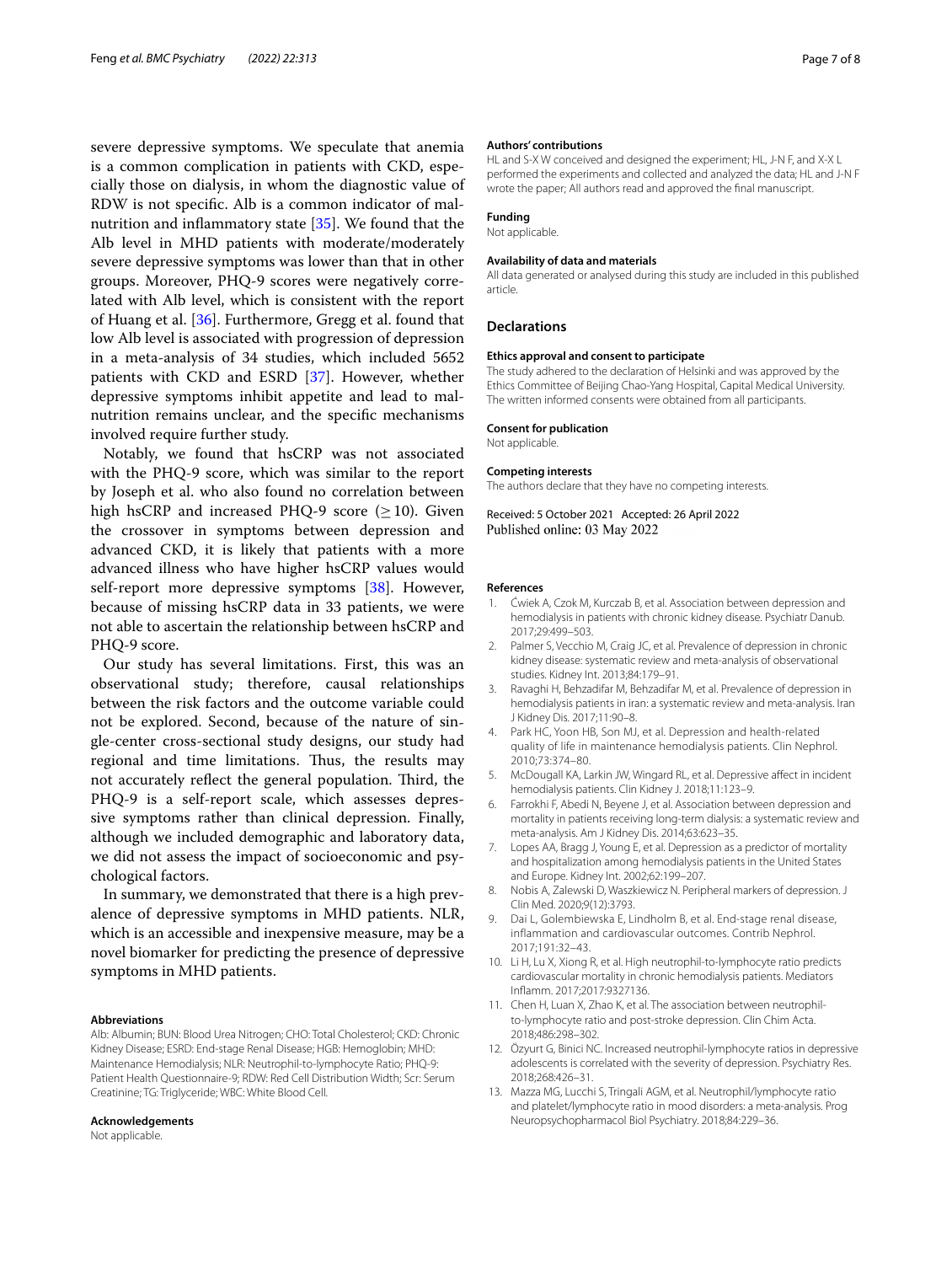severe depressive symptoms. We speculate that anemia is a common complication in patients with CKD, especially those on dialysis, in whom the diagnostic value of RDW is not specific. Alb is a common indicator of malnutrition and inflammatory state [35]. We found that the Alb level in MHD patients with moderate/moderately severe depressive symptoms was lower than that in other groups. Moreover, PHQ-9 scores were negatively correlated with Alb level, which is consistent with the report of Huang et al. [36]. Furthermore, Gregg et al. found that low Alb level is associated with progression of depression in a meta-analysis of 34 studies, which included 5652 patients with CKD and ESRD [37]. However, whether depressive symptoms inhibit appetite and lead to malnutrition remains unclear, and the specific mechanisms involved require further study.

Notably, we found that hsCRP was not associated with the PHQ-9 score, which was similar to the report by Joseph et al. who also found no correlation between high hsCRP and increased PHQ-9 score ($\geq 10$). Given the crossover in symptoms between depression and advanced CKD, it is likely that patients with a more advanced illness who have higher hsCRP values would self-report more depressive symptoms [38]. However, because of missing hsCRP data in 33 patients, we were not able to ascertain the relationship between hsCRP and PHQ-9 score.

Our study has several limitations. First, this was an observational study; therefore, causal relationships between the risk factors and the outcome variable could not be explored. Second, because of the nature of single-center cross-sectional study designs, our study had regional and time limitations. Thus, the results may not accurately reflect the general population. Third, the PHQ-9 is a self-report scale, which assesses depressive symptoms rather than clinical depression. Finally, although we included demographic and laboratory data, we did not assess the impact of socioeconomic and psychological factors.

In summary, we demonstrated that there is a high prevalence of depressive symptoms in MHD patients. NLR, which is an accessible and inexpensive measure, may be a novel biomarker for predicting the presence of depressive symptoms in MHD patients.

#### Abbreviations
Alb: Albumin; BUN: Blood Urea Nitrogen; CHO: Total Cholesterol; CKD: Chronic Kidney Disease; ESRD: End-stage Renal Disease; HGB: Hemoglobin; MHD: Maintenance Hemodialysis; NLR: Neutrophil-to-lymphocyte Ratio; PHQ-9: Patient Health Questionnaire-9; RDW: Red Cell Distribution Width; Scr: Serum Creatinine; TG: Triglyceride; WBC: White Blood Cell.

#### Acknowledgements
Not applicable.

#### Authors' contributions
HL and S-X W conceived and designed the experiment; HL, J-N F, and X-X L performed the experiments and collected and analyzed the data; HL and J-N F wrote the paper; All authors read and approved the final manuscript.

#### Funding
Not applicable.

#### Availability of data and materials
All data generated or analysed during this study are included in this published article.

## Declarations

#### Ethics approval and consent to participate
The study adhered to the declaration of Helsinki and was approved by the Ethics Committee of Beijing Chao-Yang Hospital, Capital Medical University. The written informed consents were obtained from all participants.

#### Consent for publication
Not applicable.

#### Competing interests
The authors declare that they have no competing interests.

Received: 5 October 2021 Accepted: 26 April 2022
Published online: 03 May 2022

#### References
1. Ćwiek A, Czok M, Kurczab B, et al. Association between depression and hemodialysis in patients with chronic kidney disease. Psychiatr Danub. 2017;29:499–503.
2. Palmer S, Vecchio M, Craig JC, et al. Prevalence of depression in chronic kidney disease: systematic review and meta-analysis of observational studies. Kidney Int. 2013;84:179–91.
3. Ravaghi H, Behzadifar M, Behzadifar M, et al. Prevalence of depression in hemodialysis patients in iran: a systematic review and meta-analysis. Iran J Kidney Dis. 2017;11:90–8.
4. Park HC, Yoon HB, Son MJ, et al. Depression and health-related quality of life in maintenance hemodialysis patients. Clin Nephrol. 2010;73:374–80.
5. McDougall KA, Larkin JW, Wingard RL, et al. Depressive affect in incident hemodialysis patients. Clin Kidney J. 2018;11:123–9.
6. Farrokhi F, Abedi N, Beyene J, et al. Association between depression and mortality in patients receiving long-term dialysis: a systematic review and meta-analysis. Am J Kidney Dis. 2014;63:623–35.
7. Lopes AA, Bragg J, Young E, et al. Depression as a predictor of mortality and hospitalization among hemodialysis patients in the United States and Europe. Kidney Int. 2002;62:199–207.
8. Nobis A, Zalewski D, Waszkiewicz N. Peripheral markers of depression. J Clin Med. 2020;9(12):3793.
9. Dai L, Golembiewska E, Lindholm B, et al. End-stage renal disease, inflammation and cardiovascular outcomes. Contrib Nephrol. 2017;191:32–43.
10. Li H, Lu X, Xiong R, et al. High neutrophil-to-lymphocyte ratio predicts cardiovascular mortality in chronic hemodialysis patients. Mediators Inflamm. 2017;2017:9327136.
11. Chen H, Luan X, Zhao K, et al. The association between neutrophil-to-lymphocyte ratio and post-stroke depression. Clin Chim Acta. 2018;486:298–302.
12. Özyurt G, Binici NC. Increased neutrophil-lymphocyte ratios in depressive adolescents is correlated with the severity of depression. Psychiatry Res. 2018;268:426–31.
13. Mazza MG, Lucchi S, Tringali AGM, et al. Neutrophil/lymphocyte ratio and platelet/lymphocyte ratio in mood disorders: a meta-analysis. Prog Neuropsychopharmacol Biol Psychiatry. 2018;84:229–36.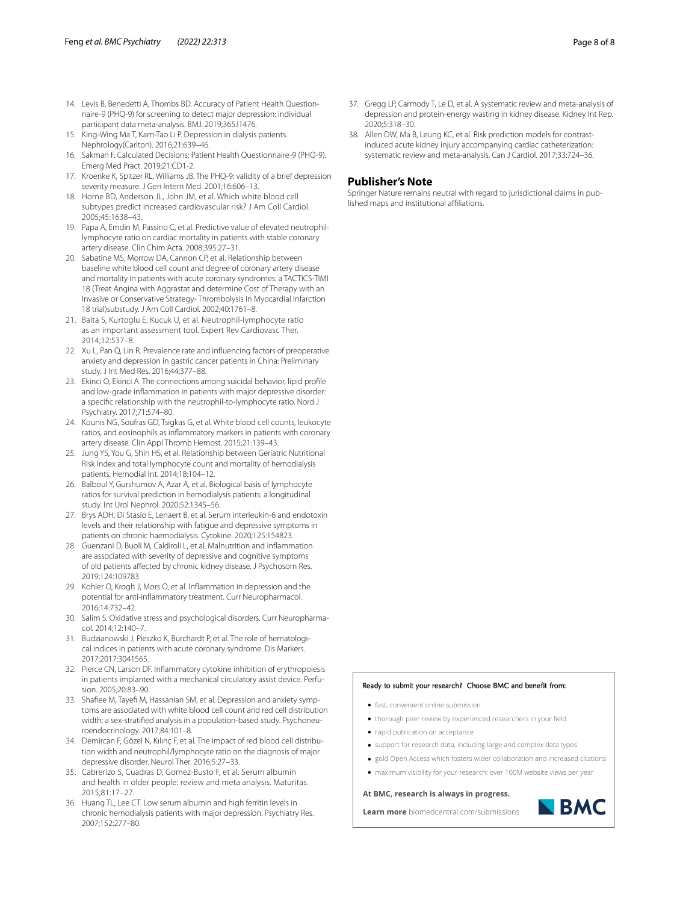14. Levis B, Benedetti A, Thombs BD. Accuracy of Patient Health Questionnaire-9 (PHQ-9) for screening to detect major depression: individual participant data meta-analysis. BMJ. 2019;365:l1476.
15. King-Wing Ma T, Kam-Tao Li P. Depression in dialysis patients. Nephrology(Carlton). 2016;21:639–46.
16. Sakman F. Calculated Decisions: Patient Health Questionnaire-9 (PHQ-9). Emerg Med Pract. 2019;21:CD1-2.
17. Kroenke K, Spitzer RL, Williams JB. The PHQ-9: validity of a brief depression severity measure. J Gen Intern Med. 2001;16:606–13.
18. Horne BD, Anderson JL, John JM, et al. Which white blood cell subtypes predict increased cardiovascular risk? J Am Coll Cardiol. 2005;45:1638–43.
19. Papa A, Emdin M, Passino C, et al. Predictive value of elevated neutrophil-lymphocyte ratio on cardiac mortality in patients with stable coronary artery disease. Clin Chim Acta. 2008;395:27–31.
20. Sabatine MS, Morrow DA, Cannon CP, et al. Relationship between baseline white blood cell count and degree of coronary artery disease and mortality in patients with acute coronary syndromes: a TACTICS-TIMI 18 (Treat Angina with Aggrastat and determine Cost of Therapy with an Invasive or Conservative Strategy- Thrombolysis in Myocardial Infarction 18 trial)substudy. J Am Coll Cardiol. 2002;40:1761–8.
21. Balta S, Kurtoglu E, Kucuk U, et al. Neutrophil-lymphocyte ratio as an important assessment tool. Expert Rev Cardiovasc Ther. 2014;12:537–8.
22. Xu L, Pan Q, Lin R. Prevalence rate and influencing factors of preoperative anxiety and depression in gastric cancer patients in China: Preliminary study. J Int Med Res. 2016;44:377–88.
23. Ekinci O, Ekinci A. The connections among suicidal behavior, lipid profile and low-grade inflammation in patients with major depressive disorder: a specific relationship with the neutrophil-to-lymphocyte ratio. Nord J Psychiatry. 2017;71:574–80.
24. Kounis NG, Soufras GD, Tsigkas G, et al. White blood cell counts, leukocyte ratios, and eosinophils as inflammatory markers in patients with coronary artery disease. Clin Appl Thromb Hemost. 2015;21:139–43.
25. Jung YS, You G, Shin HS, et al. Relationship between Geriatric Nutritional Risk Index and total lymphocyte count and mortality of hemodialysis patients. Hemodial Int. 2014;18:104–12.
26. Balboul Y, Gurshumov A, Azar A, et al. Biological basis of lymphocyte ratios for survival prediction in hemodialysis patients: a longitudinal study. Int Urol Nephrol. 2020;52:1345–56.
27. Brys ADH, Di Stasio E, Lenaert B, et al. Serum interleukin-6 and endotoxin levels and their relationship with fatigue and depressive symptoms in patients on chronic haemodialysis. Cytokine. 2020;125:154823.
28. Guenzani D, Buoli M, Caldiroli L, et al. Malnutrition and inflammation are associated with severity of depressive and cognitive symptoms of old patients affected by chronic kidney disease. J Psychosom Res. 2019;124:109783.
29. Kohler O, Krogh J, Mors O, et al. Inflammation in depression and the potential for anti-inflammatory treatment. Curr Neuropharmacol. 2016;14:732–42.
30. Salim S. Oxidative stress and psychological disorders. Curr Neuropharmacol. 2014;12:140–7.
31. Budzianowski J, Pieszko K, Burchardt P, et al. The role of hematological indices in patients with acute coronary syndrome. Dis Markers. 2017;2017:3041565.
32. Pierce CN, Larson DF. Inflammatory cytokine inhibition of erythropoiesis in patients implanted with a mechanical circulatory assist device. Perfusion. 2005;20:83–90.
33. Shafiee M, Tayefi M, Hassanian SM, et al. Depression and anxiety symptoms are associated with white blood cell count and red cell distribution width: a sex-stratified analysis in a population-based study. Psychoneuroendocrinology. 2017;84:101–8.
34. Demircan F, Gözel N, Kılınç F, et al. The impact of red blood cell distribution width and neutrophil/lymphocyte ratio on the diagnosis of major depressive disorder. Neurol Ther. 2016;5:27–33.
35. Cabrerizo S, Cuadras D, Gomez-Busto F, et al. Serum albumin and health in older people: review and meta analysis. Maturitas. 2015;81:17–27.
36. Huang TL, Lee CT. Low serum albumin and high ferritin levels in chronic hemodialysis patients with major depression. Psychiatry Res. 2007;152:277–80.
37. Gregg LP, Carmody T, Le D, et al. A systematic review and meta-analysis of depression and protein-energy wasting in kidney disease. Kidney Int Rep. 2020;5:318–30.
38. Allen DW, Ma B, Leung KC, et al. Risk prediction models for contrast-induced acute kidney injury accompanying cardiac catheterization: systematic review and meta-analysis. Can J Cardiol. 2017;33:724–36.

## Publisher's Note

Springer Nature remains neutral with regard to jurisdictional claims in published maps and institutional affiliations.

Ready to submit your research? Choose BMC and benefit from:

- fast, convenient online submission
- thorough peer review by experienced researchers in your field
- rapid publication on acceptance
- support for research data, including large and complex data types
- gold Open Access which fosters wider collaboration and increased citations
- maximum visibility for your research: over 100M website views per year

**At BMC, research is always in progress.**

**Learn more** biomedcentral.com/submissions

BMC